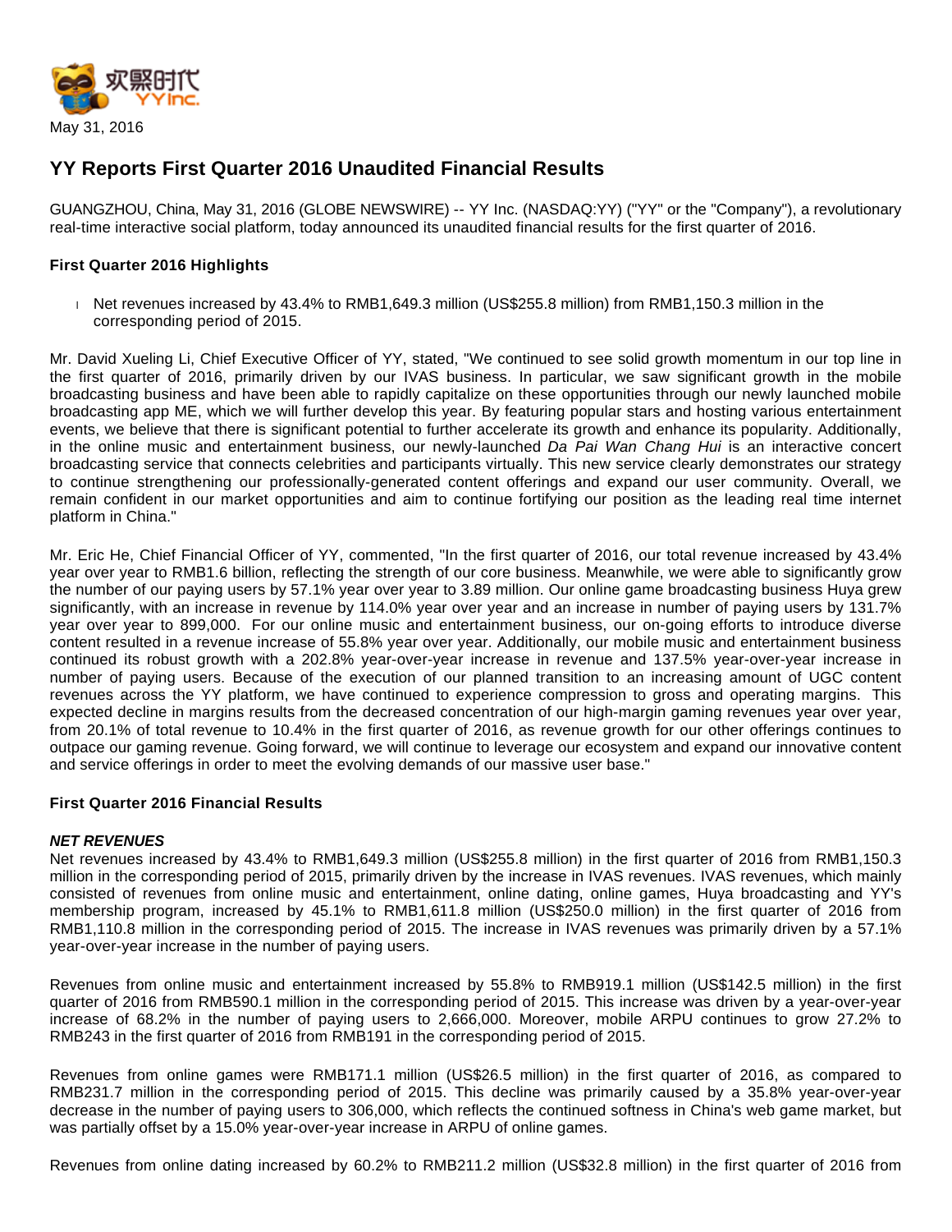May 31, 2016

# YY Reports First Quarter 2016 Unaudited Financial Results

GUANGZHOU, China, May 31, 2016 (GLOBE NEWSWIRE) -- YY Inc. (NASDAQ:YY) ("YY" or the "Company"), a revolutionary real-time interactive social platform, today announced its unaudited financial results for the first quarter of 2016.

**First Quarter 2016 Highlights**

- Net revenues increased by 43.4% to RMB1,649.3 million (US$255.8 million) from RMB1,150.3 million in the corresponding period of 2015.

Mr. David Xueling Li, Chief Executive Officer of YY, stated, "We continued to see solid growth momentum in our top line in the first quarter of 2016, primarily driven by our IVAS business. In particular, we saw significant growth in the mobile broadcasting business and have been able to rapidly capitalize on these opportunities through our newly launched mobile broadcasting app ME, which we will further develop this year. By featuring popular stars and hosting various entertainment events, we believe that there is significant potential to further accelerate its growth and enhance its popularity. Additionally, in the online music and entertainment business, our newly-launched *Da Pai Wan Chang Hui* is an interactive concert broadcasting service that connects celebrities and participants virtually. This new service clearly demonstrates our strategy to continue strengthening our professionally-generated content offerings and expand our user community. Overall, we remain confident in our market opportunities and aim to continue fortifying our position as the leading real time internet platform in China."

Mr. Eric He, Chief Financial Officer of YY, commented, "In the first quarter of 2016, our total revenue increased by 43.4% year over year to RMB1.6 billion, reflecting the strength of our core business. Meanwhile, we were able to significantly grow the number of our paying users by 57.1% year over year to 3.89 million. Our online game broadcasting business Huya grew significantly, with an increase in revenue by 114.0% year over year and an increase in number of paying users by 131.7% year over year to 899,000. For our online music and entertainment business, our on-going efforts to introduce diverse content resulted in a revenue increase of 55.8% year over year. Additionally, our mobile music and entertainment business continued its robust growth with a 202.8% year-over-year increase in revenue and 137.5% year-over-year increase in number of paying users. Because of the execution of our planned transition to an increasing amount of UGC content revenues across the YY platform, we have continued to experience compression to gross and operating margins. This expected decline in margins results from the decreased concentration of our high-margin gaming revenues year over year, from 20.1% of total revenue to 10.4% in the first quarter of 2016, as revenue growth for our other offerings continues to outpace our gaming revenue. Going forward, we will continue to leverage our ecosystem and expand our innovative content and service offerings in order to meet the evolving demands of our massive user base."

**First Quarter 2016 Financial Results**

***NET REVENUES***

Net revenues increased by 43.4% to RMB1,649.3 million (US$255.8 million) in the first quarter of 2016 from RMB1,150.3 million in the corresponding period of 2015, primarily driven by the increase in IVAS revenues. IVAS revenues, which mainly consisted of revenues from online music and entertainment, online dating, online games, Huya broadcasting and YY's membership program, increased by 45.1% to RMB1,611.8 million (US$250.0 million) in the first quarter of 2016 from RMB1,110.8 million in the corresponding period of 2015. The increase in IVAS revenues was primarily driven by a 57.1% year-over-year increase in the number of paying users.

Revenues from online music and entertainment increased by 55.8% to RMB919.1 million (US$142.5 million) in the first quarter of 2016 from RMB590.1 million in the corresponding period of 2015. This increase was driven by a year-over-year increase of 68.2% in the number of paying users to 2,666,000. Moreover, mobile ARPU continues to grow 27.2% to RMB243 in the first quarter of 2016 from RMB191 in the corresponding period of 2015.

Revenues from online games were RMB171.1 million (US$26.5 million) in the first quarter of 2016, as compared to RMB231.7 million in the corresponding period of 2015. This decline was primarily caused by a 35.8% year-over-year decrease in the number of paying users to 306,000, which reflects the continued softness in China's web game market, but was partially offset by a 15.0% year-over-year increase in ARPU of online games.

Revenues from online dating increased by 60.2% to RMB211.2 million (US$32.8 million) in the first quarter of 2016 from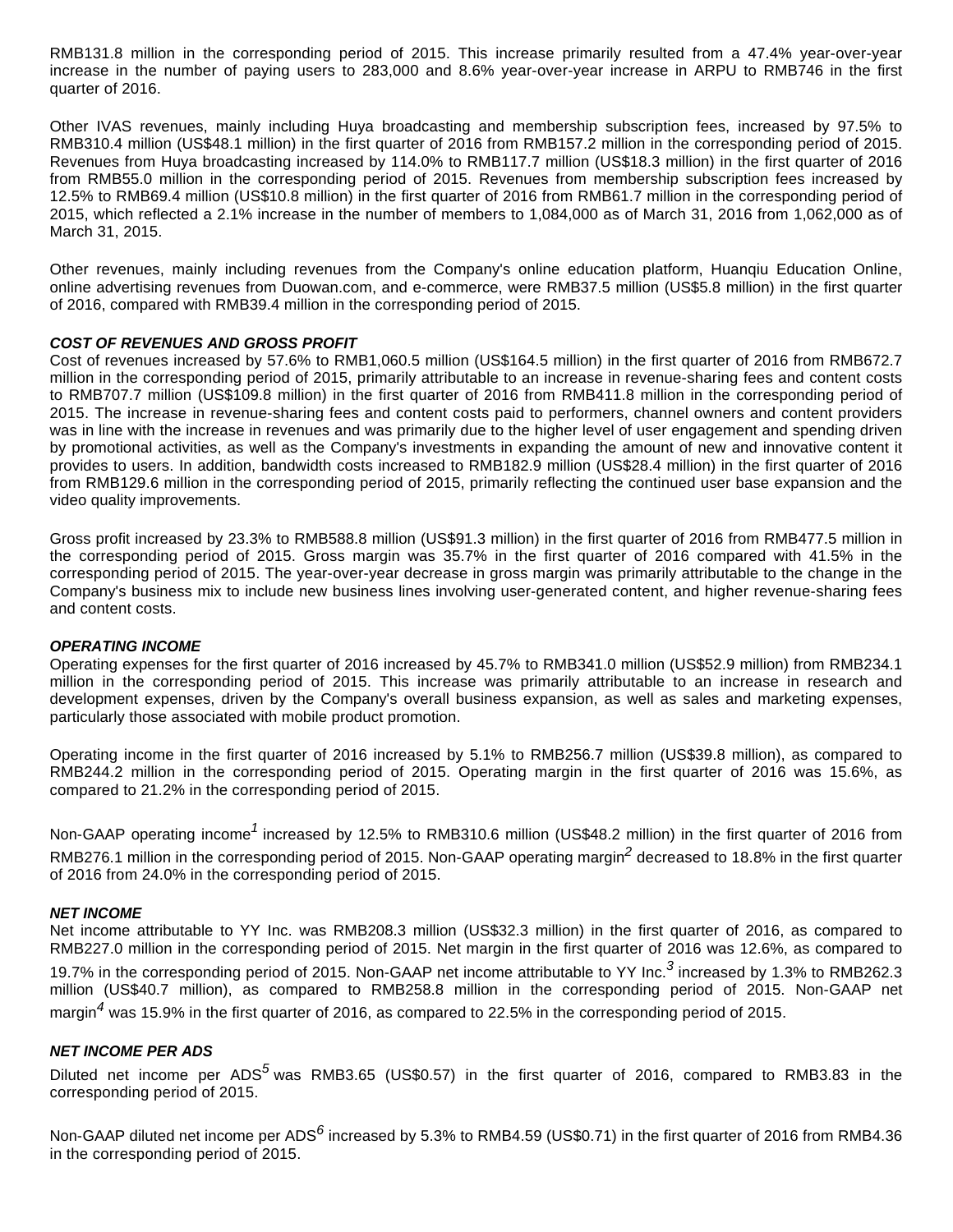RMB131.8 million in the corresponding period of 2015. This increase primarily resulted from a 47.4% year-over-year increase in the number of paying users to 283,000 and 8.6% year-over-year increase in ARPU to RMB746 in the first quarter of 2016.

Other IVAS revenues, mainly including Huya broadcasting and membership subscription fees, increased by 97.5% to RMB310.4 million (US$48.1 million) in the first quarter of 2016 from RMB157.2 million in the corresponding period of 2015. Revenues from Huya broadcasting increased by 114.0% to RMB117.7 million (US$18.3 million) in the first quarter of 2016 from RMB55.0 million in the corresponding period of 2015. Revenues from membership subscription fees increased by 12.5% to RMB69.4 million (US$10.8 million) in the first quarter of 2016 from RMB61.7 million in the corresponding period of 2015, which reflected a 2.1% increase in the number of members to 1,084,000 as of March 31, 2016 from 1,062,000 as of March 31, 2015.

Other revenues, mainly including revenues from the Company's online education platform, Huanqiu Education Online, online advertising revenues from Duowan.com, and e-commerce, were RMB37.5 million (US$5.8 million) in the first quarter of 2016, compared with RMB39.4 million in the corresponding period of 2015.

***COST OF REVENUES AND GROSS PROFIT***

Cost of revenues increased by 57.6% to RMB1,060.5 million (US$164.5 million) in the first quarter of 2016 from RMB672.7 million in the corresponding period of 2015, primarily attributable to an increase in revenue-sharing fees and content costs to RMB707.7 million (US$109.8 million) in the first quarter of 2016 from RMB411.8 million in the corresponding period of 2015. The increase in revenue-sharing fees and content costs paid to performers, channel owners and content providers was in line with the increase in revenues and was primarily due to the higher level of user engagement and spending driven by promotional activities, as well as the Company's investments in expanding the amount of new and innovative content it provides to users. In addition, bandwidth costs increased to RMB182.9 million (US$28.4 million) in the first quarter of 2016 from RMB129.6 million in the corresponding period of 2015, primarily reflecting the continued user base expansion and the video quality improvements.

Gross profit increased by 23.3% to RMB588.8 million (US$91.3 million) in the first quarter of 2016 from RMB477.5 million in the corresponding period of 2015. Gross margin was 35.7% in the first quarter of 2016 compared with 41.5% in the corresponding period of 2015. The year-over-year decrease in gross margin was primarily attributable to the change in the Company's business mix to include new business lines involving user-generated content, and higher revenue-sharing fees and content costs.

***OPERATING INCOME***

Operating expenses for the first quarter of 2016 increased by 45.7% to RMB341.0 million (US$52.9 million) from RMB234.1 million in the corresponding period of 2015. This increase was primarily attributable to an increase in research and development expenses, driven by the Company's overall business expansion, as well as sales and marketing expenses, particularly those associated with mobile product promotion.

Operating income in the first quarter of 2016 increased by 5.1% to RMB256.7 million (US$39.8 million), as compared to RMB244.2 million in the corresponding period of 2015. Operating margin in the first quarter of 2016 was 15.6%, as compared to 21.2% in the corresponding period of 2015.

Non-GAAP operating income[1] increased by 12.5% to RMB310.6 million (US$48.2 million) in the first quarter of 2016 from RMB276.1 million in the corresponding period of 2015. Non-GAAP operating margin[2] decreased to 18.8% in the first quarter of 2016 from 24.0% in the corresponding period of 2015.

***NET INCOME***

Net income attributable to YY Inc. was RMB208.3 million (US$32.3 million) in the first quarter of 2016, as compared to RMB227.0 million in the corresponding period of 2015. Net margin in the first quarter of 2016 was 12.6%, as compared to 19.7% in the corresponding period of 2015. Non-GAAP net income attributable to YY Inc.[3] increased by 1.3% to RMB262.3 million (US$40.7 million), as compared to RMB258.8 million in the corresponding period of 2015. Non-GAAP net margin[4] was 15.9% in the first quarter of 2016, as compared to 22.5% in the corresponding period of 2015.

***NET INCOME PER ADS***

Diluted net income per ADS[5] was RMB3.65 (US$0.57) in the first quarter of 2016, compared to RMB3.83 in the corresponding period of 2015.

Non-GAAP diluted net income per ADS[6] increased by 5.3% to RMB4.59 (US$0.71) in the first quarter of 2016 from RMB4.36 in the corresponding period of 2015.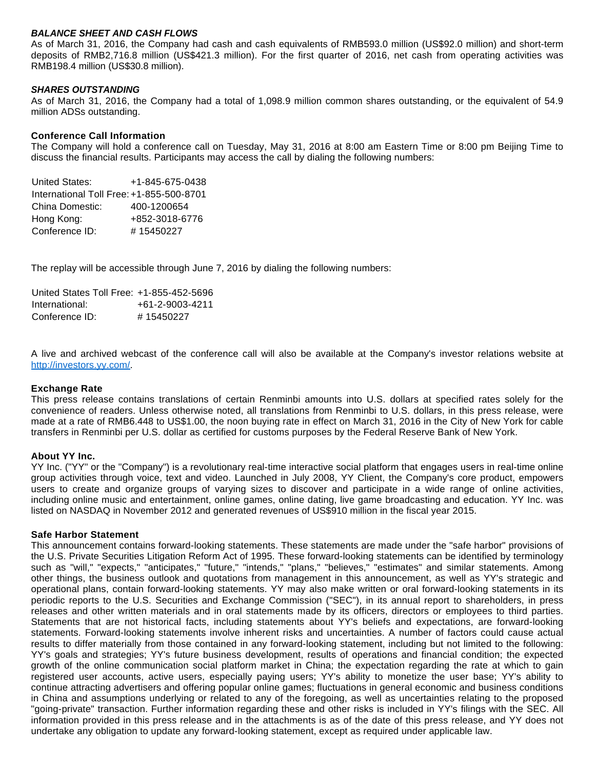***BALANCE SHEET AND CASH FLOWS***

As of March 31, 2016, the Company had cash and cash equivalents of RMB593.0 million (US$92.0 million) and short-term deposits of RMB2,716.8 million (US$421.3 million). For the first quarter of 2016, net cash from operating activities was RMB198.4 million (US$30.8 million).

***SHARES OUTSTANDING***

As of March 31, 2016, the Company had a total of 1,098.9 million common shares outstanding, or the equivalent of 54.9 million ADSs outstanding.

**Conference Call Information**

The Company will hold a conference call on Tuesday, May 31, 2016 at 8:00 am Eastern Time or 8:00 pm Beijing Time to discuss the financial results. Participants may access the call by dialing the following numbers:

| | |
|---|---|
| United States: | +1-845-675-0438 |
| International Toll Free: | +1-855-500-8701 |
| China Domestic: | 400-1200654 |
| Hong Kong: | +852-3018-6776 |
| Conference ID: | # 15450227 |

The replay will be accessible through June 7, 2016 by dialing the following numbers:

| | |
|---|---|
| United States Toll Free: | +1-855-452-5696 |
| International: | +61-2-9003-4211 |
| Conference ID: | # 15450227 |

A live and archived webcast of the conference call will also be available at the Company's investor relations website at http://investors.yy.com/.

**Exchange Rate**

This press release contains translations of certain Renminbi amounts into U.S. dollars at specified rates solely for the convenience of readers. Unless otherwise noted, all translations from Renminbi to U.S. dollars, in this press release, were made at a rate of RMB6.448 to US$1.00, the noon buying rate in effect on March 31, 2016 in the City of New York for cable transfers in Renminbi per U.S. dollar as certified for customs purposes by the Federal Reserve Bank of New York.

**About YY Inc.**

YY Inc. ("YY" or the "Company") is a revolutionary real-time interactive social platform that engages users in real-time online group activities through voice, text and video. Launched in July 2008, YY Client, the Company's core product, empowers users to create and organize groups of varying sizes to discover and participate in a wide range of online activities, including online music and entertainment, online games, online dating, live game broadcasting and education. YY Inc. was listed on NASDAQ in November 2012 and generated revenues of US$910 million in the fiscal year 2015.

**Safe Harbor Statement**

This announcement contains forward-looking statements. These statements are made under the "safe harbor" provisions of the U.S. Private Securities Litigation Reform Act of 1995. These forward-looking statements can be identified by terminology such as "will," "expects," "anticipates," "future," "intends," "plans," "believes," "estimates" and similar statements. Among other things, the business outlook and quotations from management in this announcement, as well as YY's strategic and operational plans, contain forward-looking statements. YY may also make written or oral forward-looking statements in its periodic reports to the U.S. Securities and Exchange Commission ("SEC"), in its annual report to shareholders, in press releases and other written materials and in oral statements made by its officers, directors or employees to third parties. Statements that are not historical facts, including statements about YY's beliefs and expectations, are forward-looking statements. Forward-looking statements involve inherent risks and uncertainties. A number of factors could cause actual results to differ materially from those contained in any forward-looking statement, including but not limited to the following: YY's goals and strategies; YY's future business development, results of operations and financial condition; the expected growth of the online communication social platform market in China; the expectation regarding the rate at which to gain registered user accounts, active users, especially paying users; YY's ability to monetize the user base; YY's ability to continue attracting advertisers and offering popular online games; fluctuations in general economic and business conditions in China and assumptions underlying or related to any of the foregoing, as well as uncertainties relating to the proposed "going-private" transaction. Further information regarding these and other risks is included in YY's filings with the SEC. All information provided in this press release and in the attachments is as of the date of this press release, and YY does not undertake any obligation to update any forward-looking statement, except as required under applicable law.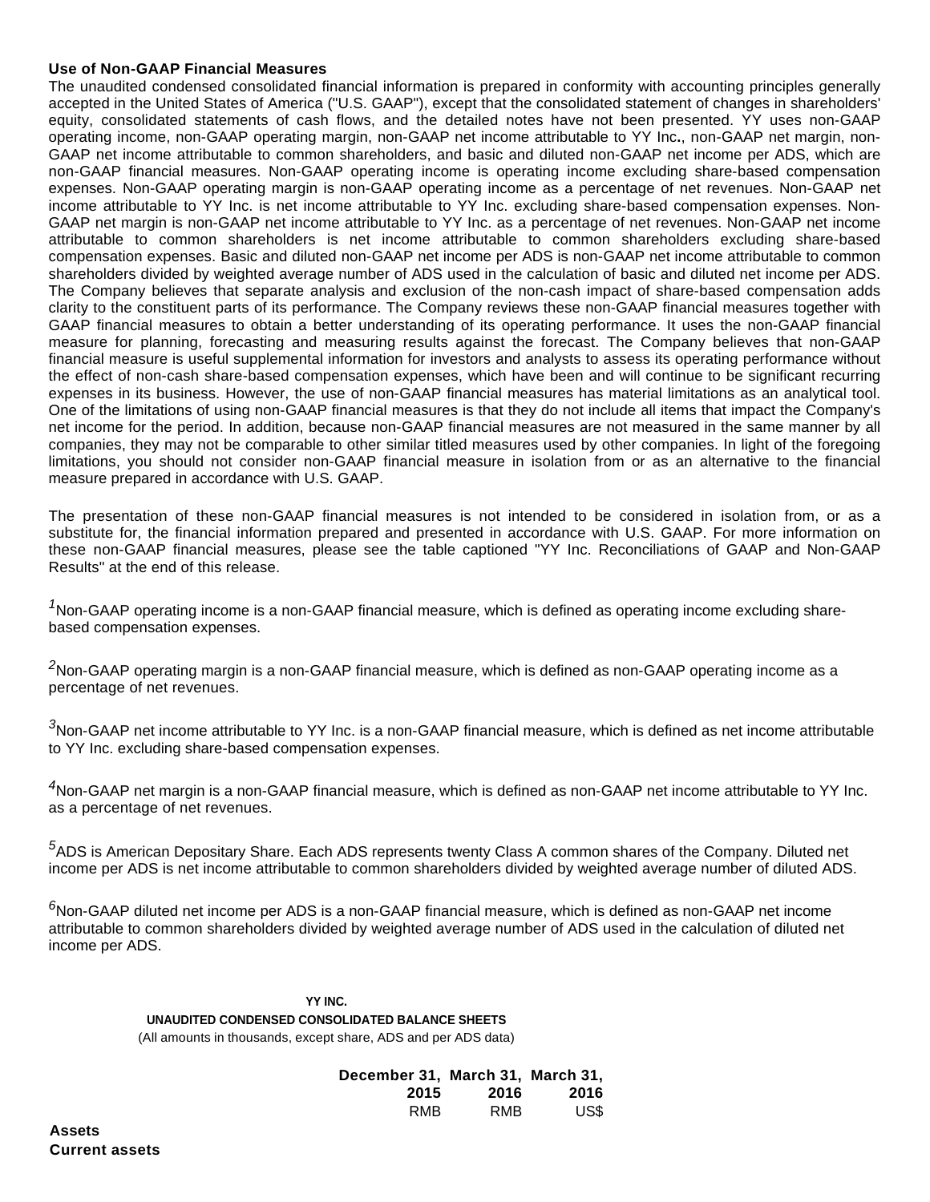**Use of Non-GAAP Financial Measures**

The unaudited condensed consolidated financial information is prepared in conformity with accounting principles generally accepted in the United States of America ("U.S. GAAP"), except that the consolidated statement of changes in shareholders' equity, consolidated statements of cash flows, and the detailed notes have not been presented. YY uses non-GAAP operating income, non-GAAP operating margin, non-GAAP net income attributable to YY Inc**.**, non-GAAP net margin, non-GAAP net income attributable to common shareholders, and basic and diluted non-GAAP net income per ADS, which are non-GAAP financial measures. Non-GAAP operating income is operating income excluding share-based compensation expenses. Non-GAAP operating margin is non-GAAP operating income as a percentage of net revenues. Non-GAAP net income attributable to YY Inc. is net income attributable to YY Inc. excluding share-based compensation expenses. Non-GAAP net margin is non-GAAP net income attributable to YY Inc. as a percentage of net revenues. Non-GAAP net income attributable to common shareholders is net income attributable to common shareholders excluding share-based compensation expenses. Basic and diluted non-GAAP net income per ADS is non-GAAP net income attributable to common shareholders divided by weighted average number of ADS used in the calculation of basic and diluted net income per ADS. The Company believes that separate analysis and exclusion of the non-cash impact of share-based compensation adds clarity to the constituent parts of its performance. The Company reviews these non-GAAP financial measures together with GAAP financial measures to obtain a better understanding of its operating performance. It uses the non-GAAP financial measure for planning, forecasting and measuring results against the forecast. The Company believes that non-GAAP financial measure is useful supplemental information for investors and analysts to assess its operating performance without the effect of non-cash share-based compensation expenses, which have been and will continue to be significant recurring expenses in its business. However, the use of non-GAAP financial measures has material limitations as an analytical tool. One of the limitations of using non-GAAP financial measures is that they do not include all items that impact the Company's net income for the period. In addition, because non-GAAP financial measures are not measured in the same manner by all companies, they may not be comparable to other similar titled measures used by other companies. In light of the foregoing limitations, you should not consider non-GAAP financial measure in isolation from or as an alternative to the financial measure prepared in accordance with U.S. GAAP.

The presentation of these non-GAAP financial measures is not intended to be considered in isolation from, or as a substitute for, the financial information prepared and presented in accordance with U.S. GAAP. For more information on these non-GAAP financial measures, please see the table captioned "YY Inc. Reconciliations of GAAP and Non-GAAP Results" at the end of this release.

[1]Non-GAAP operating income is a non-GAAP financial measure, which is defined as operating income excluding share-based compensation expenses.

[2]Non-GAAP operating margin is a non-GAAP financial measure, which is defined as non-GAAP operating income as a percentage of net revenues.

[3]Non-GAAP net income attributable to YY Inc. is a non-GAAP financial measure, which is defined as net income attributable to YY Inc. excluding share-based compensation expenses.

[4]Non-GAAP net margin is a non-GAAP financial measure, which is defined as non-GAAP net income attributable to YY Inc. as a percentage of net revenues.

[5]ADS is American Depositary Share. Each ADS represents twenty Class A common shares of the Company. Diluted net income per ADS is net income attributable to common shareholders divided by weighted average number of diluted ADS.

[6]Non-GAAP diluted net income per ADS is a non-GAAP financial measure, which is defined as non-GAAP net income attributable to common shareholders divided by weighted average number of ADS used in the calculation of diluted net income per ADS.

**YY INC.**

**UNAUDITED CONDENSED CONSOLIDATED BALANCE SHEETS**

(All amounts in thousands, except share, ADS and per ADS data)

| | December 31, 2015 | March 31, 2016 | March 31, 2016 |
|---|---|---|---|
| | RMB | RMB | US$ |
| **Assets** | | | |
| **Current assets** | | | |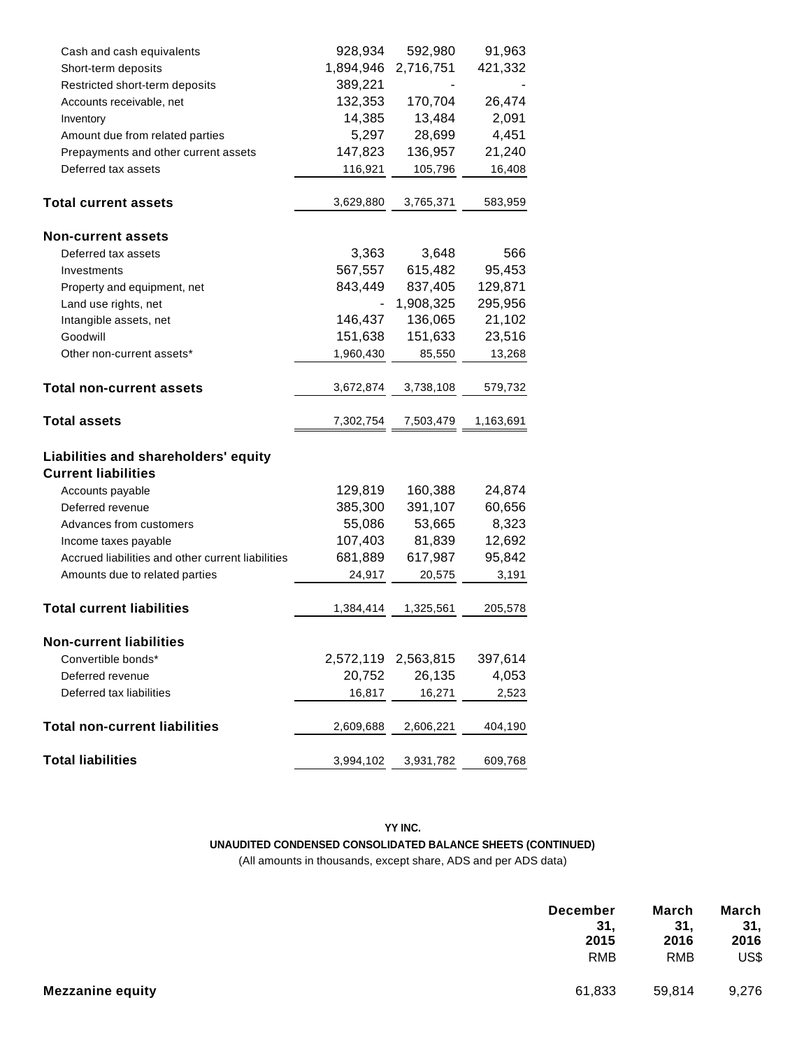| | | | |
|---|---|---|---|
| Cash and cash equivalents | 928,934 | 592,980 | 91,963 |
| Short-term deposits | 1,894,946 | 2,716,751 | 421,332 |
| Restricted short-term deposits | 389,221 | - | - |
| Accounts receivable, net | 132,353 | 170,704 | 26,474 |
| Inventory | 14,385 | 13,484 | 2,091 |
| Amount due from related parties | 5,297 | 28,699 | 4,451 |
| Prepayments and other current assets | 147,823 | 136,957 | 21,240 |
| Deferred tax assets | 116,921 | 105,796 | 16,408 |
| **Total current assets** | 3,629,880 | 3,765,371 | 583,959 |
| **Non-current assets** | | | |
| Deferred tax assets | 3,363 | 3,648 | 566 |
| Investments | 567,557 | 615,482 | 95,453 |
| Property and equipment, net | 843,449 | 837,405 | 129,871 |
| Land use rights, net | - | 1,908,325 | 295,956 |
| Intangible assets, net | 146,437 | 136,065 | 21,102 |
| Goodwill | 151,638 | 151,633 | 23,516 |
| Other non-current assets* | 1,960,430 | 85,550 | 13,268 |
| **Total non-current assets** | 3,672,874 | 3,738,108 | 579,732 |
| **Total assets** | 7,302,754 | 7,503,479 | 1,163,691 |
| **Liabilities and shareholders' equity** | | | |
| **Current liabilities** | | | |
| Accounts payable | 129,819 | 160,388 | 24,874 |
| Deferred revenue | 385,300 | 391,107 | 60,656 |
| Advances from customers | 55,086 | 53,665 | 8,323 |
| Income taxes payable | 107,403 | 81,839 | 12,692 |
| Accrued liabilities and other current liabilities | 681,889 | 617,987 | 95,842 |
| Amounts due to related parties | 24,917 | 20,575 | 3,191 |
| **Total current liabilities** | 1,384,414 | 1,325,561 | 205,578 |
| **Non-current liabilities** | | | |
| Convertible bonds* | 2,572,119 | 2,563,815 | 397,614 |
| Deferred revenue | 20,752 | 26,135 | 4,053 |
| Deferred tax liabilities | 16,817 | 16,271 | 2,523 |
| **Total non-current liabilities** | 2,609,688 | 2,606,221 | 404,190 |
| **Total liabilities** | 3,994,102 | 3,931,782 | 609,768 |

**YY INC.**

**UNAUDITED CONDENSED CONSOLIDATED BALANCE SHEETS (CONTINUED)**

(All amounts in thousands, except share, ADS and per ADS data)

| | December 31, 2015 | March 31, 2016 | March 31, 2016 |
|---|---|---|---|
| | RMB | RMB | US$ |
| **Mezzanine equity** | 61,833 | 59,814 | 9,276 |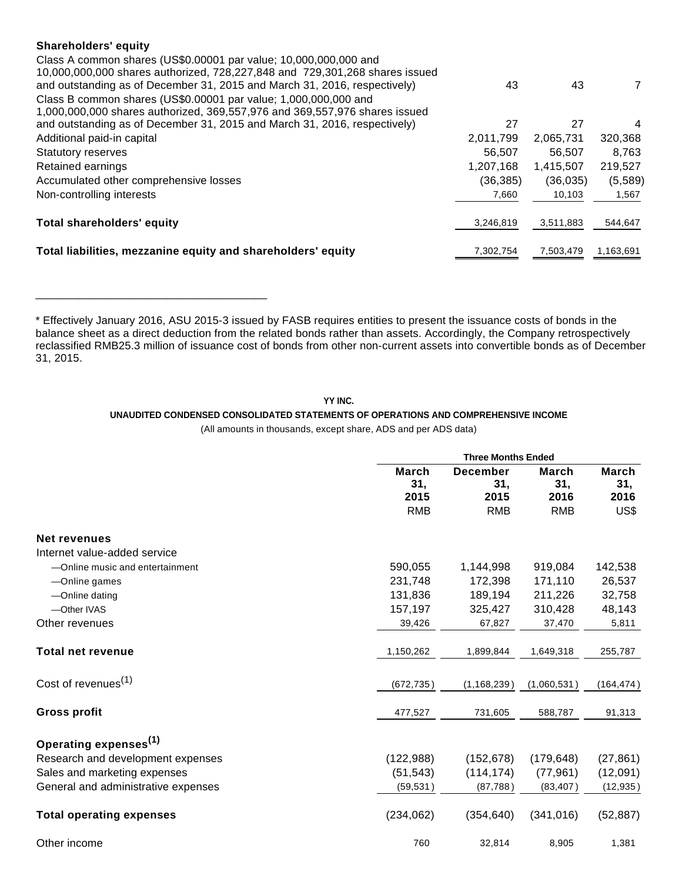| | | | |
|---|---|---|---|
| **Shareholders' equity** | | | |
| Class A common shares (US$0.00001 par value; 10,000,000,000 and 10,000,000,000 shares authorized, 728,227,848 and 729,301,268 shares issued and outstanding as of December 31, 2015 and March 31, 2016, respectively) | 43 | 43 | 7 |
| Class B common shares (US$0.00001 par value; 1,000,000,000 and 1,000,000,000 shares authorized, 369,557,976 and 369,557,976 shares issued and outstanding as of December 31, 2015 and March 31, 2016, respectively) | 27 | 27 | 4 |
| Additional paid-in capital | 2,011,799 | 2,065,731 | 320,368 |
| Statutory reserves | 56,507 | 56,507 | 8,763 |
| Retained earnings | 1,207,168 | 1,415,507 | 219,527 |
| Accumulated other comprehensive losses | (36,385) | (36,035) | (5,589) |
| Non-controlling interests | 7,660 | 10,103 | 1,567 |
| **Total shareholders' equity** | 3,246,819 | 3,511,883 | 544,647 |
| **Total liabilities, mezzanine equity and shareholders' equity** | 7,302,754 | 7,503,479 | 1,163,691 |

\* Effectively January 2016, ASU 2015-3 issued by FASB requires entities to present the issuance costs of bonds in the balance sheet as a direct deduction from the related bonds rather than assets. Accordingly, the Company retrospectively reclassified RMB25.3 million of issuance cost of bonds from other non-current assets into convertible bonds as of December 31, 2015.

**YY INC.**

**UNAUDITED CONDENSED CONSOLIDATED STATEMENTS OF OPERATIONS AND COMPREHENSIVE INCOME**

(All amounts in thousands, except share, ADS and per ADS data)

| | Three Months Ended | | | |
|---|---|---|---|---|
| | March 31, 2015 | December 31, 2015 | March 31, 2016 | March 31, 2016 |
| | RMB | RMB | RMB | US$ |
| **Net revenues** | | | | |
| Internet value-added service | | | | |
| —Online music and entertainment | 590,055 | 1,144,998 | 919,084 | 142,538 |
| —Online games | 231,748 | 172,398 | 171,110 | 26,537 |
| —Online dating | 131,836 | 189,194 | 211,226 | 32,758 |
| —Other IVAS | 157,197 | 325,427 | 310,428 | 48,143 |
| Other revenues | 39,426 | 67,827 | 37,470 | 5,811 |
| **Total net revenue** | 1,150,262 | 1,899,844 | 1,649,318 | 255,787 |
| Cost of revenues(1) | (672,735) | (1,168,239) | (1,060,531) | (164,474) |
| **Gross profit** | 477,527 | 731,605 | 588,787 | 91,313 |
| **Operating expenses(1)** | | | | |
| Research and development expenses | (122,988) | (152,678) | (179,648) | (27,861) |
| Sales and marketing expenses | (51,543) | (114,174) | (77,961) | (12,091) |
| General and administrative expenses | (59,531) | (87,788) | (83,407) | (12,935) |
| **Total operating expenses** | (234,062) | (354,640) | (341,016) | (52,887) |
| Other income | 760 | 32,814 | 8,905 | 1,381 |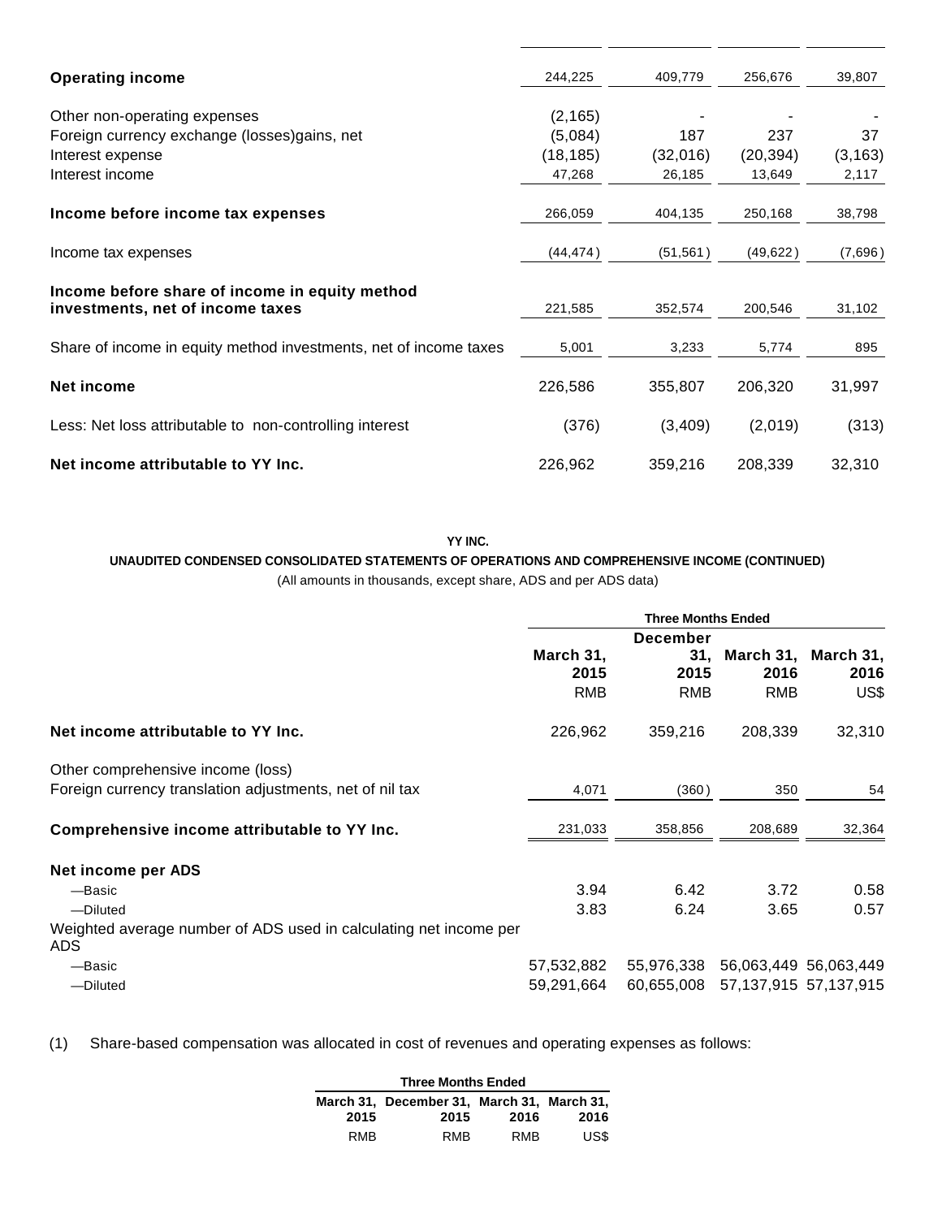| | | | | |
|---|---|---|---|---|
| **Operating income** | 244,225 | 409,779 | 256,676 | 39,807 |
| Other non-operating expenses | (2,165) | - | - | - |
| Foreign currency exchange (losses)gains, net | (5,084) | 187 | 237 | 37 |
| Interest expense | (18,185) | (32,016) | (20,394) | (3,163) |
| Interest income | 47,268 | 26,185 | 13,649 | 2,117 |
| **Income before income tax expenses** | 266,059 | 404,135 | 250,168 | 38,798 |
| Income tax expenses | (44,474) | (51,561) | (49,622) | (7,696) |
| **Income before share of income in equity method investments, net of income taxes** | 221,585 | 352,574 | 200,546 | 31,102 |
| Share of income in equity method investments, net of income taxes | 5,001 | 3,233 | 5,774 | 895 |
| **Net income** | 226,586 | 355,807 | 206,320 | 31,997 |
| Less: Net loss attributable to non-controlling interest | (376) | (3,409) | (2,019) | (313) |
| **Net income attributable to YY Inc.** | 226,962 | 359,216 | 208,339 | 32,310 |

**YY INC.**

**UNAUDITED CONDENSED CONSOLIDATED STATEMENTS OF OPERATIONS AND COMPREHENSIVE INCOME (CONTINUED)**

(All amounts in thousands, except share, ADS and per ADS data)

| | Three Months Ended | | | |
|---|---|---|---|---|
| | March 31, 2015 | December 31, 2015 | March 31, 2016 | March 31, 2016 |
| | RMB | RMB | RMB | US$ |
| **Net income attributable to YY Inc.** | 226,962 | 359,216 | 208,339 | 32,310 |
| Other comprehensive income (loss) | | | | |
| Foreign currency translation adjustments, net of nil tax | 4,071 | (360) | 350 | 54 |
| **Comprehensive income attributable to YY Inc.** | 231,033 | 358,856 | 208,689 | 32,364 |
| **Net income per ADS** | | | | |
| —Basic | 3.94 | 6.42 | 3.72 | 0.58 |
| —Diluted | 3.83 | 6.24 | 3.65 | 0.57 |
| Weighted average number of ADS used in calculating net income per ADS | | | | |
| —Basic | 57,532,882 | 55,976,338 | 56,063,449 | 56,063,449 |
| —Diluted | 59,291,664 | 60,655,008 | 57,137,915 | 57,137,915 |

(1) Share-based compensation was allocated in cost of revenues and operating expenses as follows:

| Three Months Ended | | | |
|---|---|---|---|
| March 31, 2015 | December 31, 2015 | March 31, 2016 | March 31, 2016 |
| RMB | RMB | RMB | US$ |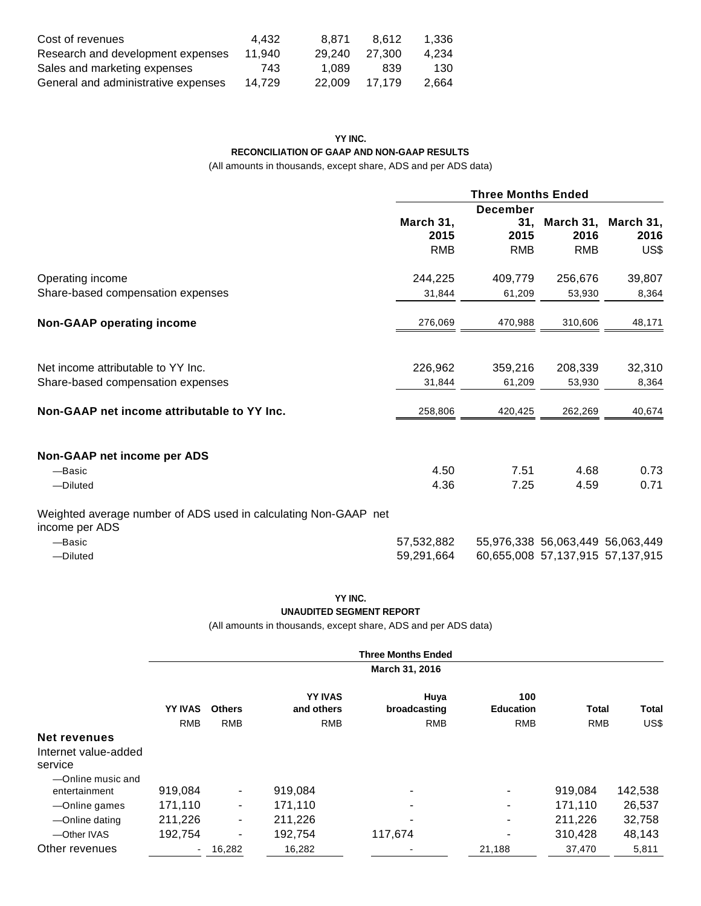| | | | | |
|---|---|---|---|---|
| Cost of revenues | 4,432 | 8,871 | 8,612 | 1,336 |
| Research and development expenses | 11,940 | 29,240 | 27,300 | 4,234 |
| Sales and marketing expenses | 743 | 1,089 | 839 | 130 |
| General and administrative expenses | 14,729 | 22,009 | 17,179 | 2,664 |

**YY INC.**

**RECONCILIATION OF GAAP AND NON-GAAP RESULTS**

(All amounts in thousands, except share, ADS and per ADS data)

| | Three Months Ended | | | |
|---|---|---|---|---|
| | March 31, 2015 | December 31, 2015 | March 31, 2016 | March 31, 2016 |
| | RMB | RMB | RMB | US$ |
| Operating income | 244,225 | 409,779 | 256,676 | 39,807 |
| Share-based compensation expenses | 31,844 | 61,209 | 53,930 | 8,364 |
| **Non-GAAP operating income** | 276,069 | 470,988 | 310,606 | 48,171 |
| Net income attributable to YY Inc. | 226,962 | 359,216 | 208,339 | 32,310 |
| Share-based compensation expenses | 31,844 | 61,209 | 53,930 | 8,364 |
| **Non-GAAP net income attributable to YY Inc.** | 258,806 | 420,425 | 262,269 | 40,674 |
| **Non-GAAP net income per ADS** | | | | |
| —Basic | 4.50 | 7.51 | 4.68 | 0.73 |
| —Diluted | 4.36 | 7.25 | 4.59 | 0.71 |
| Weighted average number of ADS used in calculating Non-GAAP net income per ADS | | | | |
| —Basic | 57,532,882 | 55,976,338 | 56,063,449 | 56,063,449 |
| —Diluted | 59,291,664 | 60,655,008 | 57,137,915 | 57,137,915 |

**YY INC.**

**UNAUDITED SEGMENT REPORT**

(All amounts in thousands, except share, ADS and per ADS data)

| | Three Months Ended March 31, 2016 | | | | | | |
|---|---|---|---|---|---|---|---|
| | YY IVAS | Others | YY IVAS and others | Huya broadcasting | 100 Education | Total | Total |
| | RMB | RMB | RMB | RMB | RMB | RMB | US$ |
| **Net revenues** | | | | | | | |
| Internet value-added service | | | | | | | |
| —Online music and entertainment | 919,084 | - | 919,084 | - | - | 919,084 | 142,538 |
| —Online games | 171,110 | - | 171,110 | - | - | 171,110 | 26,537 |
| —Online dating | 211,226 | - | 211,226 | - | - | 211,226 | 32,758 |
| —Other IVAS | 192,754 | - | 192,754 | 117,674 | - | 310,428 | 48,143 |
| Other revenues | - | 16,282 | 16,282 | - | 21,188 | 37,470 | 5,811 |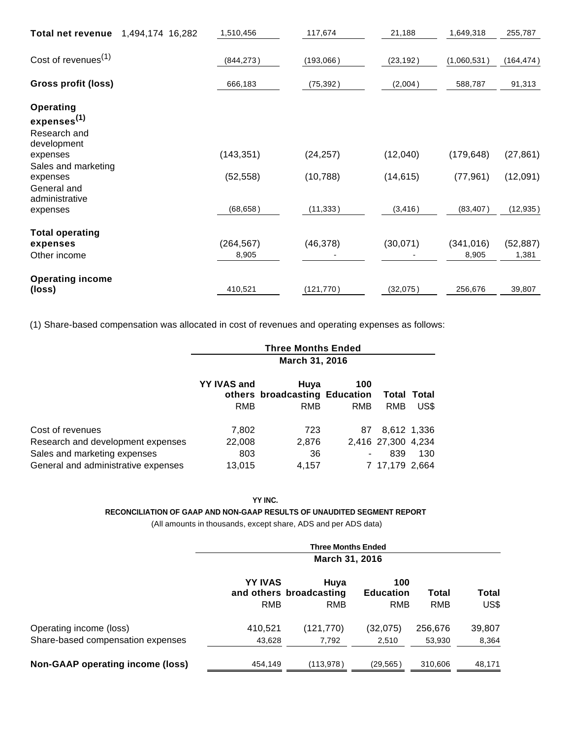| | | | | | |
|---|---|---|---|---|---|
| **Total net revenue** 1,494,174 16,282 | 1,510,456 | 117,674 | 21,188 | 1,649,318 | 255,787 |
| Cost of revenues[(1)] | (844,273) | (193,066) | (23,192) | (1,060,531) | (164,474) |
| **Gross profit (loss)** | 666,183 | (75,392) | (2,004) | 588,787 | 91,313 |
| **Operating expenses[(1)]** | | | | | |
| Research and development expenses | (143,351) | (24,257) | (12,040) | (179,648) | (27,861) |
| Sales and marketing expenses | (52,558) | (10,788) | (14,615) | (77,961) | (12,091) |
| General and administrative expenses | (68,658) | (11,333) | (3,416) | (83,407) | (12,935) |
| **Total operating expenses** | (264,567) | (46,378) | (30,071) | (341,016) | (52,887) |
| Other income | 8,905 | - | - | 8,905 | 1,381 |
| **Operating income (loss)** | 410,521 | (121,770) | (32,075) | 256,676 | 39,807 |

(1) Share-based compensation was allocated in cost of revenues and operating expenses as follows:

| | Three Months Ended March 31, 2016 | | | | |
|---|---|---|---|---|---|
| | YY IVAS and others | Huya broadcasting | 100 Education | Total | Total |
| | RMB | RMB | RMB | RMB | US$ |
| Cost of revenues | 7,802 | 723 | 87 | 8,612 | 1,336 |
| Research and development expenses | 22,008 | 2,876 | 2,416 | 27,300 | 4,234 |
| Sales and marketing expenses | 803 | 36 | - | 839 | 130 |
| General and administrative expenses | 13,015 | 4,157 | 7 | 17,179 | 2,664 |

**YY INC.**

**RECONCILIATION OF GAAP AND NON-GAAP RESULTS OF UNAUDITED SEGMENT REPORT**

(All amounts in thousands, except share, ADS and per ADS data)

| | Three Months Ended March 31, 2016 | | | | |
|---|---|---|---|---|---|
| | YY IVAS and others | Huya broadcasting | 100 Education | Total | Total |
| | RMB | RMB | RMB | RMB | US$ |
| Operating income (loss) | 410,521 | (121,770) | (32,075) | 256,676 | 39,807 |
| Share-based compensation expenses | 43,628 | 7,792 | 2,510 | 53,930 | 8,364 |
| **Non-GAAP operating income (loss)** | 454,149 | (113,978) | (29,565) | 310,606 | 48,171 |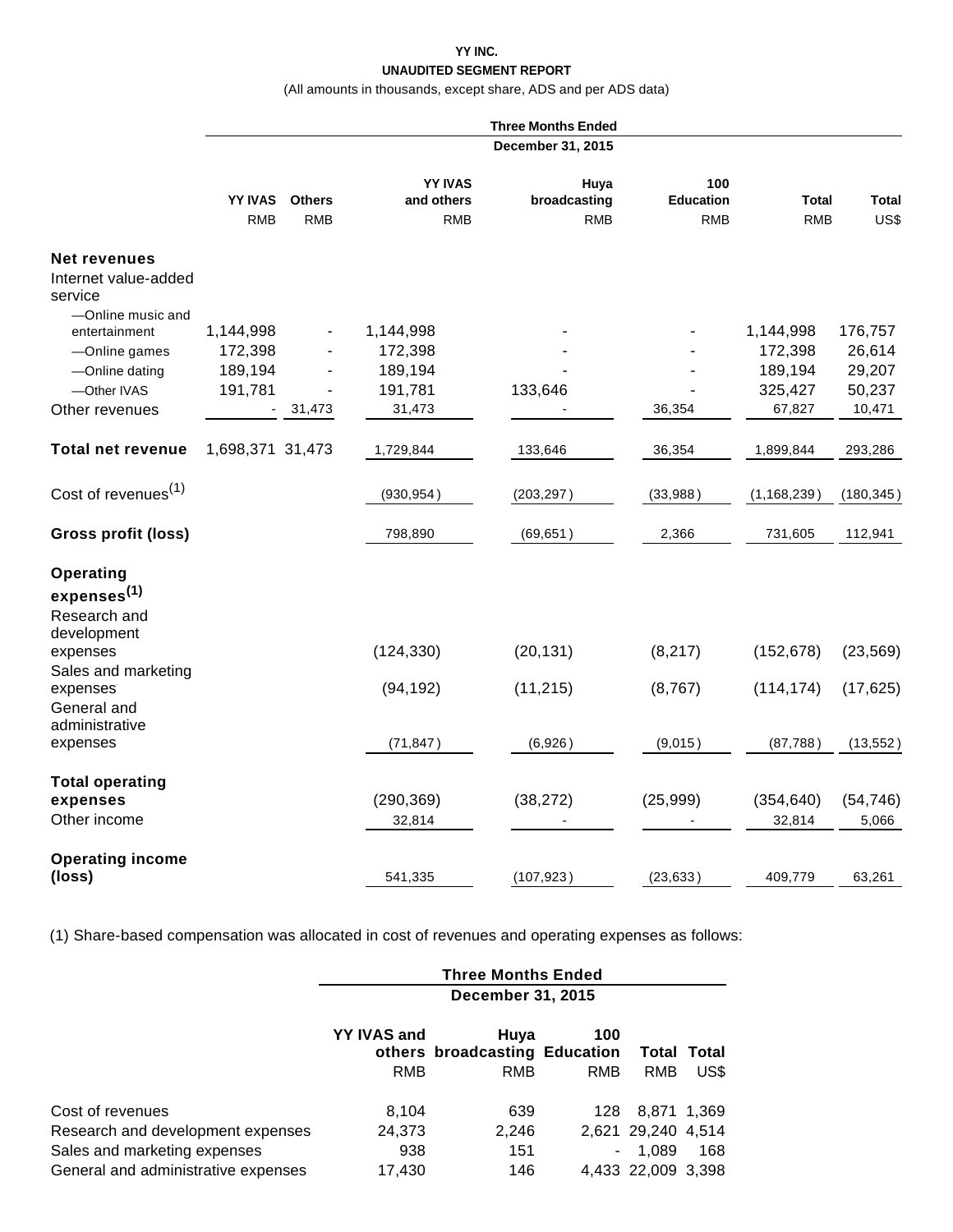**YY INC.**

**UNAUDITED SEGMENT REPORT**

(All amounts in thousands, except share, ADS and per ADS data)

| | Three Months Ended December 31, 2015 | | | | | | |
|---|---|---|---|---|---|---|---|
| | YY IVAS | Others | YY IVAS and others | Huya broadcasting | 100 Education | Total | Total |
| | RMB | RMB | RMB | RMB | RMB | RMB | US$ |
| **Net revenues** | | | | | | | |
| Internet value-added service | | | | | | | |
| —Online music and entertainment | 1,144,998 | - | 1,144,998 | - | - | 1,144,998 | 176,757 |
| —Online games | 172,398 | - | 172,398 | - | - | 172,398 | 26,614 |
| —Online dating | 189,194 | - | 189,194 | - | - | 189,194 | 29,207 |
| —Other IVAS | 191,781 | - | 191,781 | 133,646 | - | 325,427 | 50,237 |
| Other revenues | - | 31,473 | 31,473 | - | 36,354 | 67,827 | 10,471 |
| **Total net revenue** | 1,698,371 | 31,473 | 1,729,844 | 133,646 | 36,354 | 1,899,844 | 293,286 |
| Cost of revenues(1) | | | (930,954) | (203,297) | (33,988) | (1,168,239) | (180,345) |
| **Gross profit (loss)** | | | 798,890 | (69,651) | 2,366 | 731,605 | 112,941 |
| **Operating expenses(1)** | | | | | | | |
| Research and development expenses | | | (124,330) | (20,131) | (8,217) | (152,678) | (23,569) |
| Sales and marketing expenses | | | (94,192) | (11,215) | (8,767) | (114,174) | (17,625) |
| General and administrative expenses | | | (71,847) | (6,926) | (9,015) | (87,788) | (13,552) |
| **Total operating expenses** | | | (290,369) | (38,272) | (25,999) | (354,640) | (54,746) |
| Other income | | | 32,814 | - | - | 32,814 | 5,066 |
| **Operating income (loss)** | | | 541,335 | (107,923) | (23,633) | 409,779 | 63,261 |

(1) Share-based compensation was allocated in cost of revenues and operating expenses as follows:

| | Three Months Ended December 31, 2015 | | | | |
|---|---|---|---|---|---|
| | YY IVAS and others | Huya broadcasting | 100 Education | Total | Total |
| | RMB | RMB | RMB | RMB | US$ |
| Cost of revenues | 8,104 | 639 | 128 | 8,871 | 1,369 |
| Research and development expenses | 24,373 | 2,246 | 2,621 | 29,240 | 4,514 |
| Sales and marketing expenses | 938 | 151 | - | 1,089 | 168 |
| General and administrative expenses | 17,430 | 146 | 4,433 | 22,009 | 3,398 |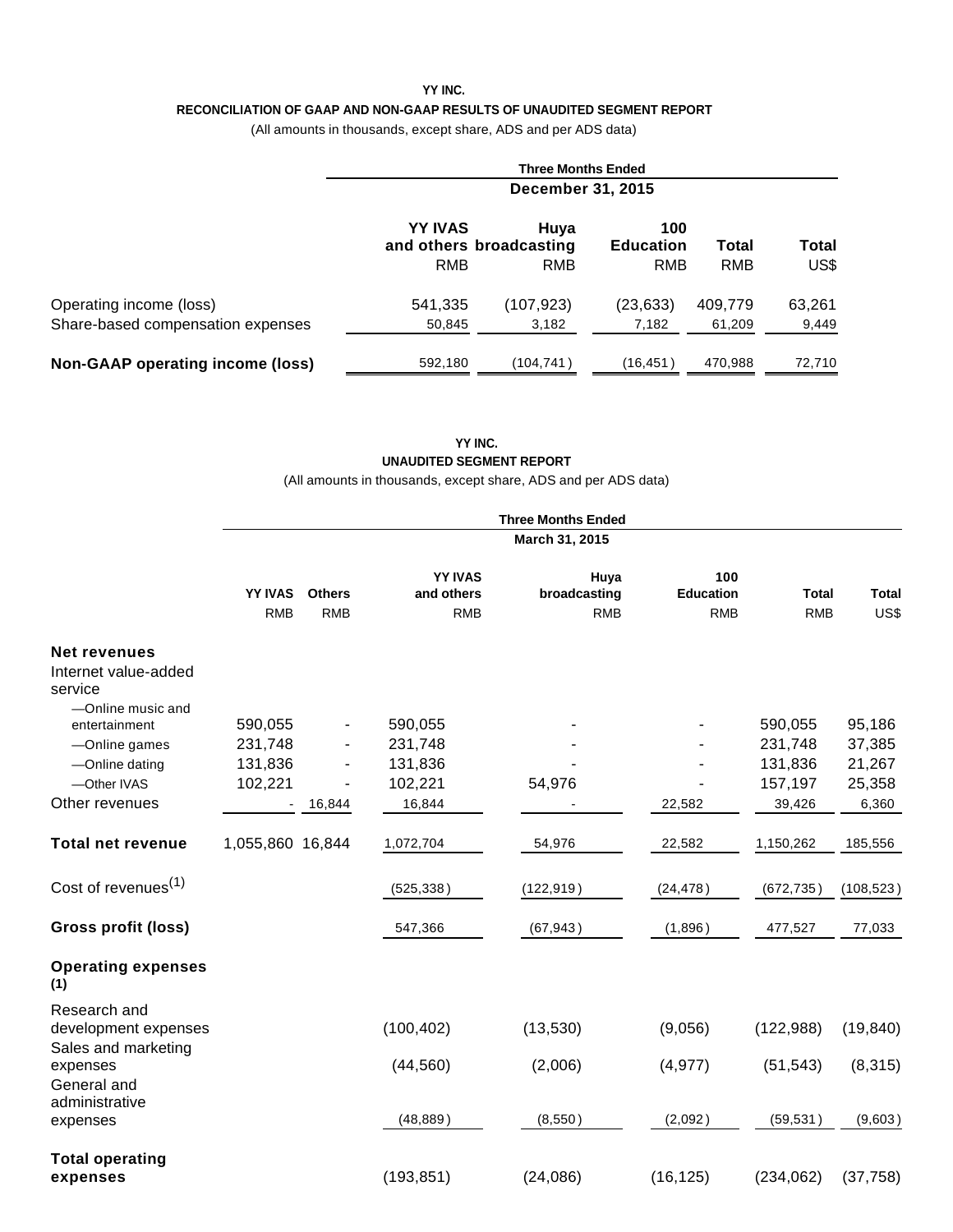**YY INC.**

**RECONCILIATION OF GAAP AND NON-GAAP RESULTS OF UNAUDITED SEGMENT REPORT**

(All amounts in thousands, except share, ADS and per ADS data)

| | Three Months Ended | | | | |
|---|---|---|---|---|---|
| | December 31, 2015 | | | | |
| | YY IVAS and others | Huya broadcasting | 100 Education | Total | Total |
| | RMB | RMB | RMB | RMB | US$ |
| Operating income (loss) | 541,335 | (107,923) | (23,633) | 409,779 | 63,261 |
| Share-based compensation expenses | 50,845 | 3,182 | 7,182 | 61,209 | 9,449 |
| **Non-GAAP operating income (loss)** | 592,180 | (104,741) | (16,451) | 470,988 | 72,710 |

**YY INC.**

**UNAUDITED SEGMENT REPORT**

(All amounts in thousands, except share, ADS and per ADS data)

| | Three Months Ended | | | | | | |
|---|---|---|---|---|---|---|---|
| | March 31, 2015 | | | | | | |
| | YY IVAS | Others | YY IVAS and others | Huya broadcasting | 100 Education | Total | Total |
| | RMB | RMB | RMB | RMB | RMB | RMB | US$ |
| **Net revenues** | | | | | | | |
| Internet value-added service | | | | | | | |
| —Online music and entertainment | 590,055 | - | 590,055 | - | - | 590,055 | 95,186 |
| —Online games | 231,748 | - | 231,748 | - | - | 231,748 | 37,385 |
| —Online dating | 131,836 | - | 131,836 | - | - | 131,836 | 21,267 |
| —Other IVAS | 102,221 | - | 102,221 | 54,976 | - | 157,197 | 25,358 |
| Other revenues | - | 16,844 | 16,844 | - | 22,582 | 39,426 | 6,360 |
| **Total net revenue** | 1,055,860 | 16,844 | 1,072,704 | 54,976 | 22,582 | 1,150,262 | 185,556 |
| Cost of revenues(1) | | | (525,338) | (122,919) | (24,478) | (672,735) | (108,523) |
| **Gross profit (loss)** | | | 547,366 | (67,943) | (1,896) | 477,527 | 77,033 |
| **Operating expenses (1)** | | | | | | | |
| Research and development expenses | | | (100,402) | (13,530) | (9,056) | (122,988) | (19,840) |
| Sales and marketing expenses | | | (44,560) | (2,006) | (4,977) | (51,543) | (8,315) |
| General and administrative expenses | | | (48,889) | (8,550) | (2,092) | (59,531) | (9,603) |
| **Total operating expenses** | | | (193,851) | (24,086) | (16,125) | (234,062) | (37,758) |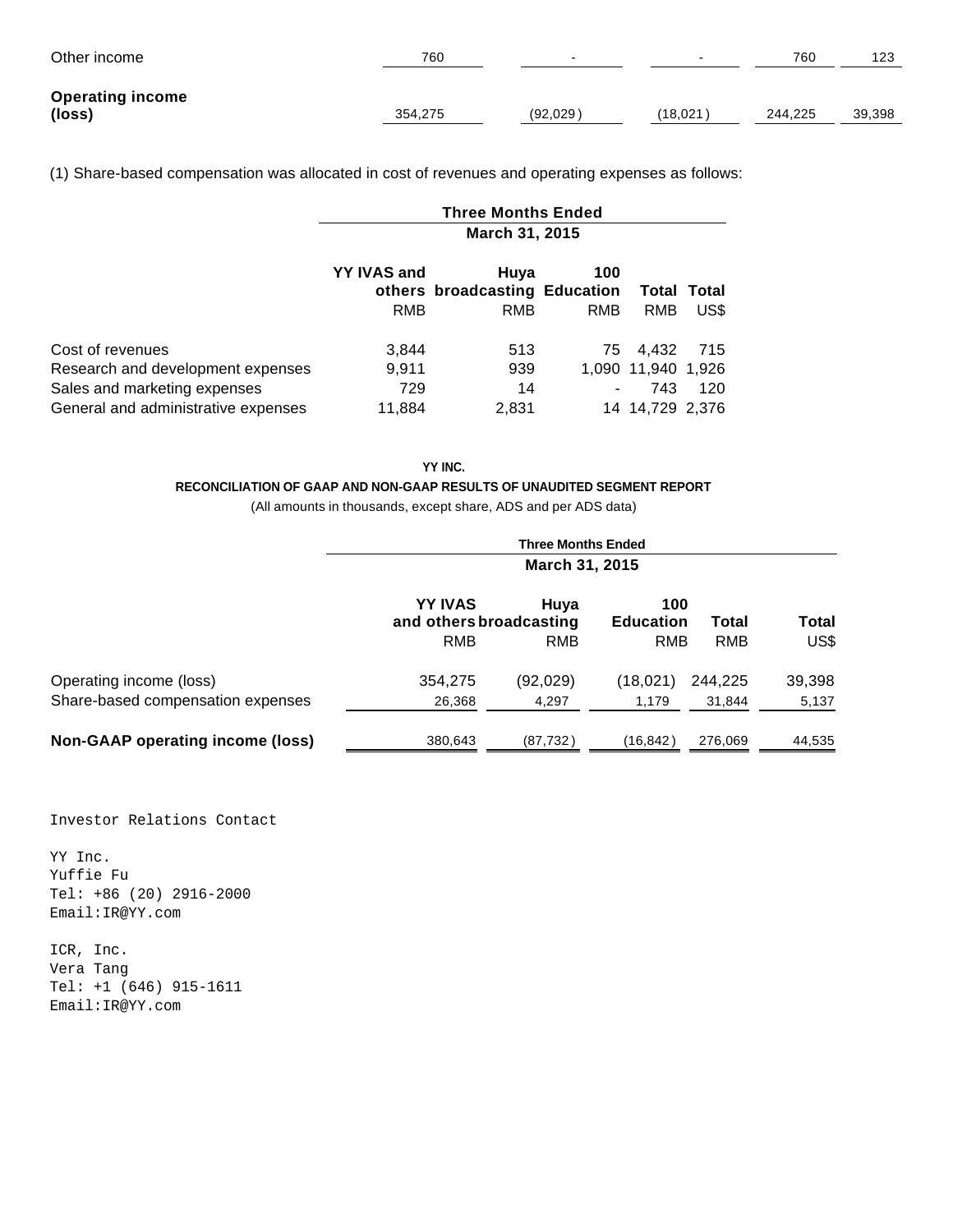| | | | | | |
|---|---|---|---|---|---|
| Other income | 760 | - | - | 760 | 123 |
| **Operating income (loss)** | 354,275 | (92,029) | (18,021) | 244,225 | 39,398 |

(1) Share-based compensation was allocated in cost of revenues and operating expenses as follows:

| | Three Months Ended March 31, 2015 | | | | |
|---|---|---|---|---|---|
| | **YY IVAS and others** | **Huya broadcasting** | **100 Education** | **Total** | **Total** |
| | RMB | RMB | RMB | RMB | US$ |
| Cost of revenues | 3,844 | 513 | 75 | 4,432 | 715 |
| Research and development expenses | 9,911 | 939 | 1,090 | 11,940 | 1,926 |
| Sales and marketing expenses | 729 | 14 | - | 743 | 120 |
| General and administrative expenses | 11,884 | 2,831 | 14 | 14,729 | 2,376 |

**YY INC.**

**RECONCILIATION OF GAAP AND NON-GAAP RESULTS OF UNAUDITED SEGMENT REPORT**

(All amounts in thousands, except share, ADS and per ADS data)

| | Three Months Ended March 31, 2015 | | | | |
|---|---|---|---|---|---|
| | **YY IVAS and others** | **Huya broadcasting** | **100 Education** | **Total** | **Total** |
| | RMB | RMB | RMB | RMB | US$ |
| Operating income (loss) | 354,275 | (92,029) | (18,021) | 244,225 | 39,398 |
| Share-based compensation expenses | 26,368 | 4,297 | 1,179 | 31,844 | 5,137 |
| **Non-GAAP operating income (loss)** | 380,643 | (87,732) | (16,842) | 276,069 | 44,535 |

Investor Relations Contact

YY Inc.
Yuffie Fu
Tel: +86 (20) 2916-2000
Email:IR@YY.com

ICR, Inc.
Vera Tang
Tel: +1 (646) 915-1611
Email:IR@YY.com